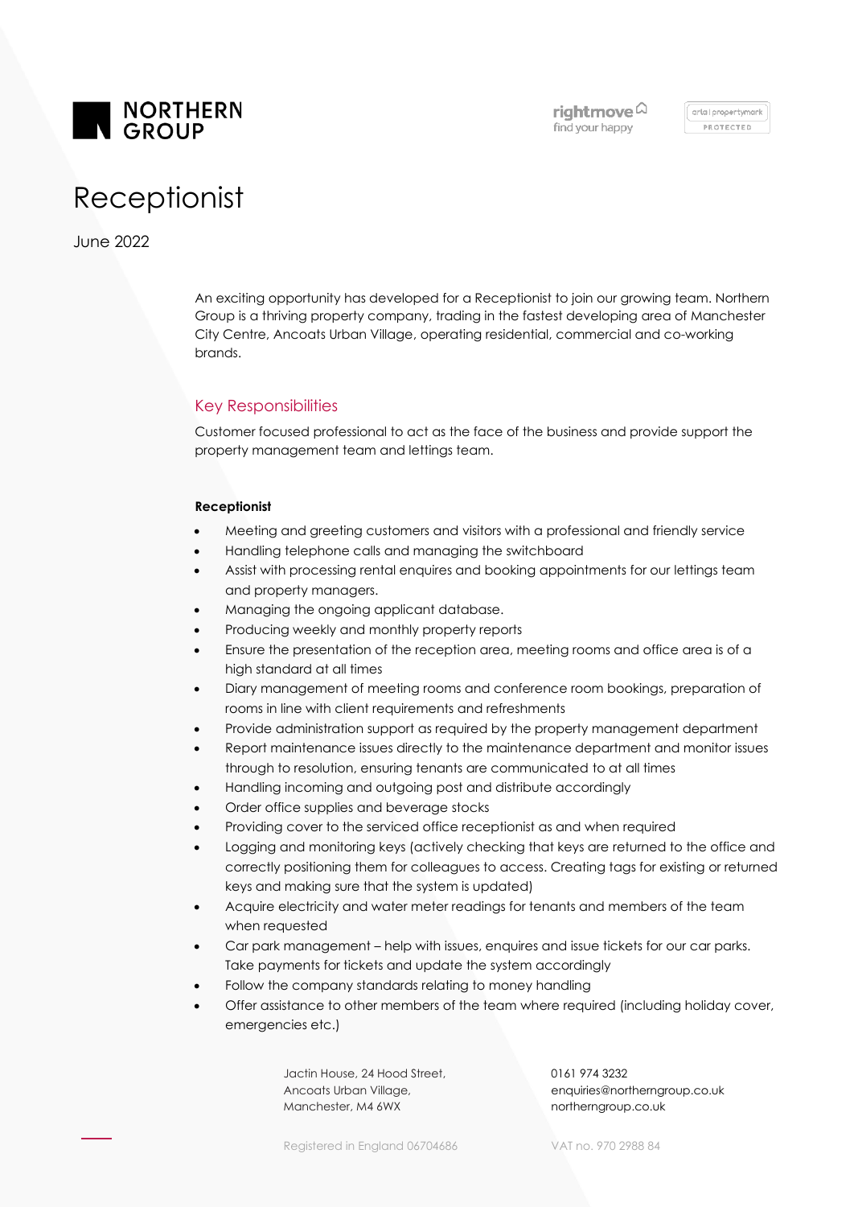NORTHERN GROUP

rightmove find your happy

arla | propertymark PROTECTED

# Receptionist

June 2022

An exciting opportunity has developed for a Receptionist to join our growing team. Northern Group is a thriving property company, trading in the fastest developing area of Manchester City Centre, Ancoats Urban Village, operating residential, commercial and co-working brands.

## Key Responsibilities

Customer focused professional to act as the face of the business and provide support the property management team and lettings team.

**Receptionist**

- Meeting and greeting customers and visitors with a professional and friendly service
- Handling telephone calls and managing the switchboard
- Assist with processing rental enquires and booking appointments for our lettings team and property managers.
- Managing the ongoing applicant database.
- Producing weekly and monthly property reports
- Ensure the presentation of the reception area, meeting rooms and office area is of a high standard at all times
- Diary management of meeting rooms and conference room bookings, preparation of rooms in line with client requirements and refreshments
- Provide administration support as required by the property management department
- Report maintenance issues directly to the maintenance department and monitor issues through to resolution, ensuring tenants are communicated to at all times
- Handling incoming and outgoing post and distribute accordingly
- Order office supplies and beverage stocks
- Providing cover to the serviced office receptionist as and when required
- Logging and monitoring keys (actively checking that keys are returned to the office and correctly positioning them for colleagues to access. Creating tags for existing or returned keys and making sure that the system is updated)
- Acquire electricity and water meter readings for tenants and members of the team when requested
- Car park management – help with issues, enquires and issue tickets for our car parks. Take payments for tickets and update the system accordingly
- Follow the company standards relating to money handling
- Offer assistance to other members of the team where required (including holiday cover, emergencies etc.)

Jactin House, 24 Hood Street,
Ancoats Urban Village,
Manchester, M4 6WX

0161 974 3232
enquiries@northerngroup.co.uk
northerngroup.co.uk

Registered in England 06704686

VAT no. 970 2988 84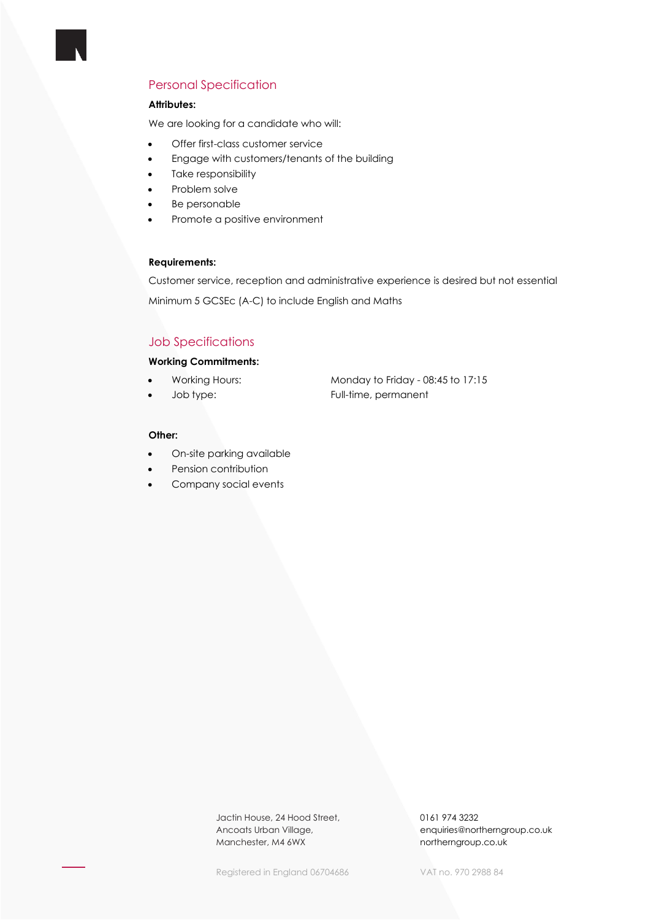## Personal Specification

**Attributes:**

We are looking for a candidate who will:

- Offer first-class customer service
- Engage with customers/tenants of the building
- Take responsibility
- Problem solve
- Be personable
- Promote a positive environment

**Requirements:**

Customer service, reception and administrative experience is desired but not essential

Minimum 5 GCSEc (A-C) to include English and Maths

## Job Specifications

**Working Commitments:**

- Working Hours: Monday to Friday - 08:45 to 17:15
- Job type: Full-time, permanent

**Other:**

- On-site parking available
- Pension contribution
- Company social events

Jactin House, 24 Hood Street,
Ancoats Urban Village,
Manchester, M4 6WX

0161 974 3232
enquiries@northerngroup.co.uk
northerngroup.co.uk

Registered in England 06704686

VAT no. 970 2988 84